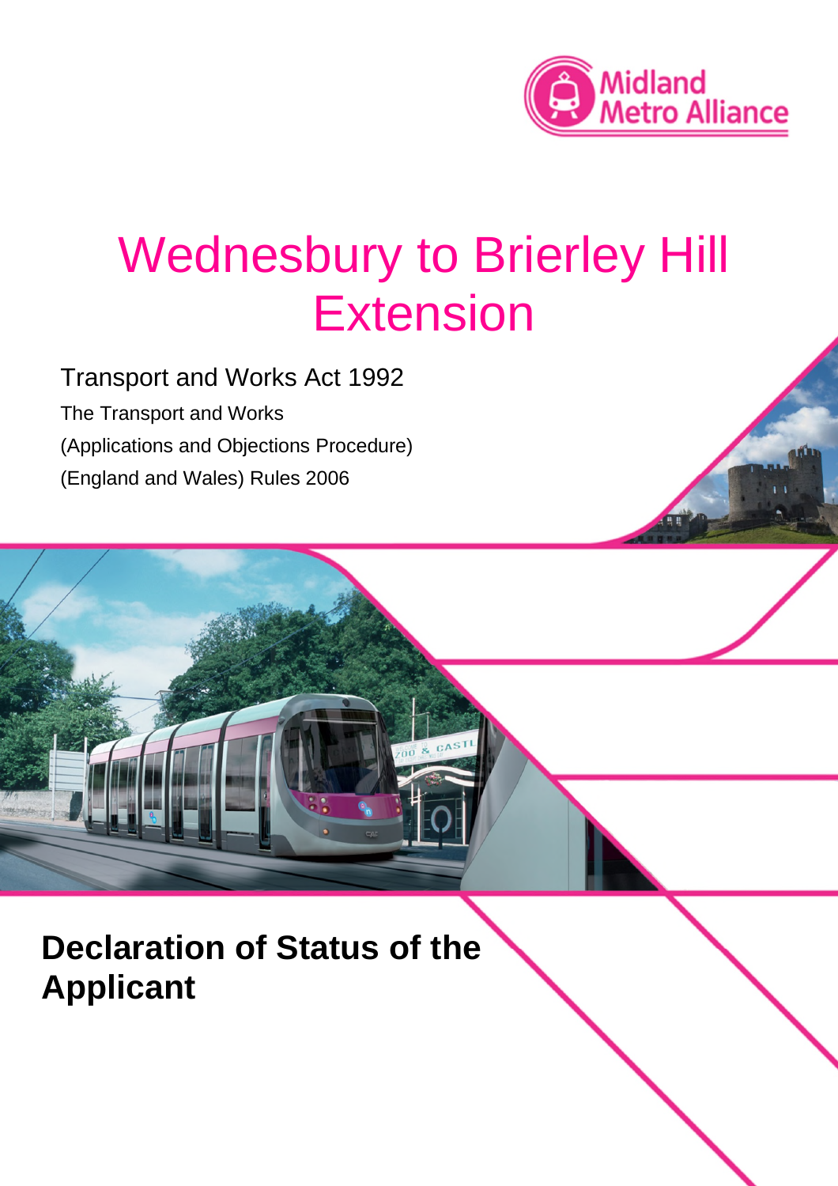Midland Metro Alliance

# Wednesbury to Brierley Hill Extension

Transport and Works Act 1992

The Transport and Works (Applications and Objections Procedure) (England and Wales) Rules 2006

## Declaration of Status of the Applicant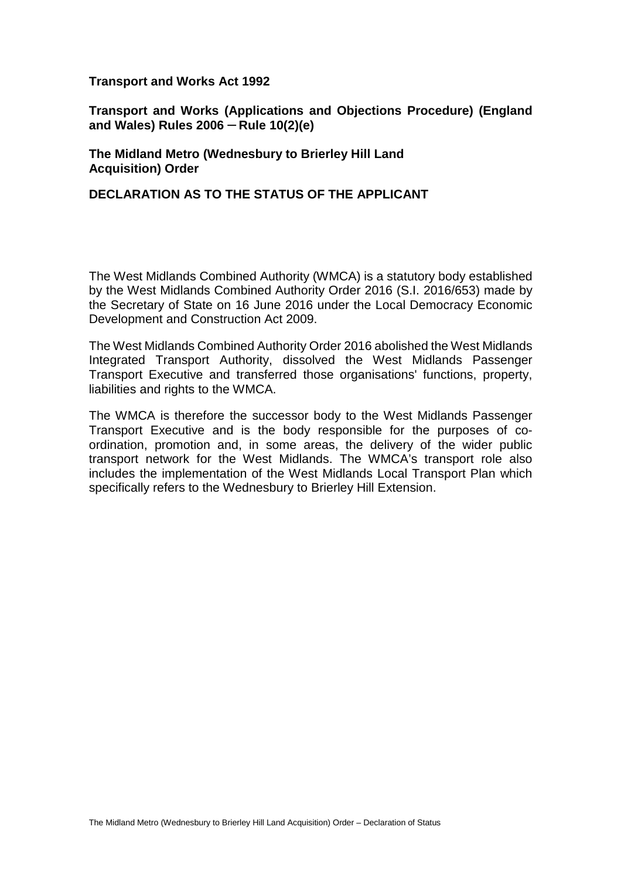**Transport and Works Act 1992**

**Transport and Works (Applications and Objections Procedure) (England and Wales) Rules 2006 – Rule 10(2)(e)**

**The Midland Metro (Wednesbury to Brierley Hill Land Acquisition) Order**

**DECLARATION AS TO THE STATUS OF THE APPLICANT**

The West Midlands Combined Authority (WMCA) is a statutory body established by the West Midlands Combined Authority Order 2016 (S.I. 2016/653) made by the Secretary of State on 16 June 2016 under the Local Democracy Economic Development and Construction Act 2009.

The West Midlands Combined Authority Order 2016 abolished the West Midlands Integrated Transport Authority, dissolved the West Midlands Passenger Transport Executive and transferred those organisations' functions, property, liabilities and rights to the WMCA.

The WMCA is therefore the successor body to the West Midlands Passenger Transport Executive and is the body responsible for the purposes of co-ordination, promotion and, in some areas, the delivery of the wider public transport network for the West Midlands. The WMCA's transport role also includes the implementation of the West Midlands Local Transport Plan which specifically refers to the Wednesbury to Brierley Hill Extension.